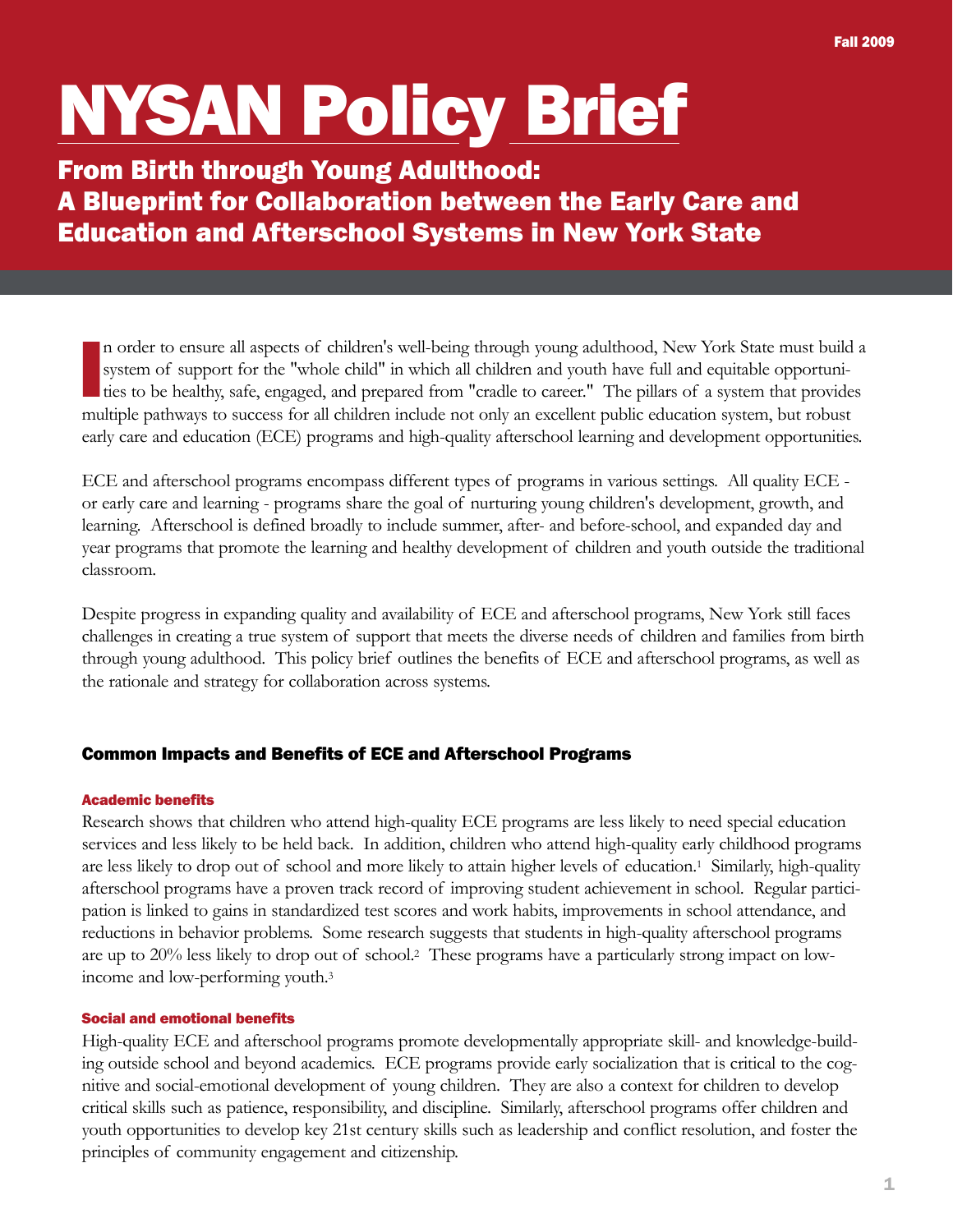Fall 2009

# NYSAN Policy Brief

## From Birth through Young Adulthood: A Blueprint for Collaboration between the Early Care and Education and Afterschool Systems in New York State

In order to ensure all aspects of children's well-being through young adulthood, New York State must build a system of support for the "whole child" in which all children and youth have full and equitable opportunities to be healthy, safe, engaged, and prepared from "cradle to career." The pillars of a system that provides multiple pathways to success for all children include not only an excellent public education system, but robust early care and education (ECE) programs and high-quality afterschool learning and development opportunities.

ECE and afterschool programs encompass different types of programs in various settings. All quality ECE - or early care and learning - programs share the goal of nurturing young children's development, growth, and learning. Afterschool is defined broadly to include summer, after- and before-school, and expanded day and year programs that promote the learning and healthy development of children and youth outside the traditional classroom.

Despite progress in expanding quality and availability of ECE and afterschool programs, New York still faces challenges in creating a true system of support that meets the diverse needs of children and families from birth through young adulthood. This policy brief outlines the benefits of ECE and afterschool programs, as well as the rationale and strategy for collaboration across systems.

### Common Impacts and Benefits of ECE and Afterschool Programs

#### Academic benefits

Research shows that children who attend high-quality ECE programs are less likely to need special education services and less likely to be held back. In addition, children who attend high-quality early childhood programs are less likely to drop out of school and more likely to attain higher levels of education.[1] Similarly, high-quality afterschool programs have a proven track record of improving student achievement in school. Regular participation is linked to gains in standardized test scores and work habits, improvements in school attendance, and reductions in behavior problems. Some research suggests that students in high-quality afterschool programs are up to 20% less likely to drop out of school.[2] These programs have a particularly strong impact on low-income and low-performing youth.[3]

#### Social and emotional benefits

High-quality ECE and afterschool programs promote developmentally appropriate skill- and knowledge-building outside school and beyond academics. ECE programs provide early socialization that is critical to the cognitive and social-emotional development of young children. They are also a context for children to develop critical skills such as patience, responsibility, and discipline. Similarly, afterschool programs offer children and youth opportunities to develop key 21st century skills such as leadership and conflict resolution, and foster the principles of community engagement and citizenship.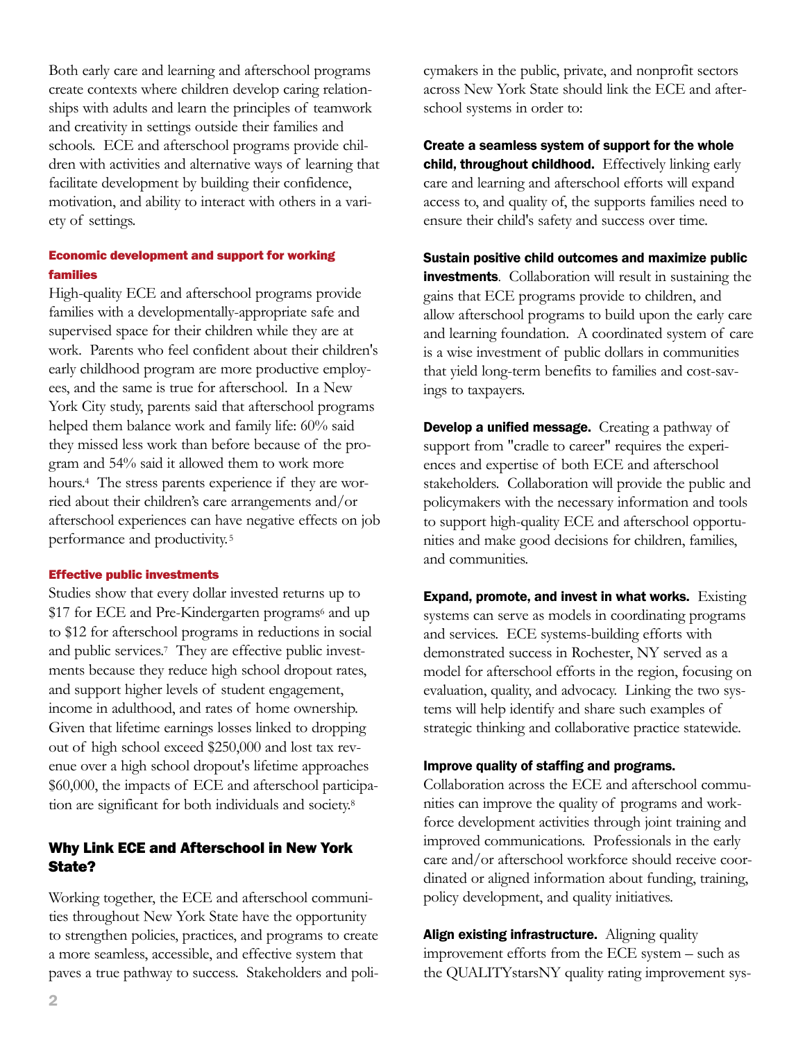Both early care and learning and afterschool programs create contexts where children develop caring relationships with adults and learn the principles of teamwork and creativity in settings outside their families and schools. ECE and afterschool programs provide children with activities and alternative ways of learning that facilitate development by building their confidence, motivation, and ability to interact with others in a variety of settings.

### Economic development and support for working families

High-quality ECE and afterschool programs provide families with a developmentally-appropriate safe and supervised space for their children while they are at work. Parents who feel confident about their children's early childhood program are more productive employees, and the same is true for afterschool. In a New York City study, parents said that afterschool programs helped them balance work and family life: 60% said they missed less work than before because of the program and 54% said it allowed them to work more hours.[4] The stress parents experience if they are worried about their children's care arrangements and/or afterschool experiences can have negative effects on job performance and productivity.[5]

### Effective public investments

Studies show that every dollar invested returns up to $17 for ECE and Pre-Kindergarten programs[6] and up to $12 for afterschool programs in reductions in social and public services.[7] They are effective public investments because they reduce high school dropout rates, and support higher levels of student engagement, income in adulthood, and rates of home ownership. Given that lifetime earnings losses linked to dropping out of high school exceed $250,000 and lost tax revenue over a high school dropout's lifetime approaches $60,000, the impacts of ECE and afterschool participation are significant for both individuals and society.[8]

## Why Link ECE and Afterschool in New York State?

Working together, the ECE and afterschool communities throughout New York State have the opportunity to strengthen policies, practices, and programs to create a more seamless, accessible, and effective system that paves a true pathway to success. Stakeholders and policymakers in the public, private, and nonprofit sectors across New York State should link the ECE and afterschool systems in order to:

**Create a seamless system of support for the whole child, throughout childhood.** Effectively linking early care and learning and afterschool efforts will expand access to, and quality of, the supports families need to ensure their child's safety and success over time.

**Sustain positive child outcomes and maximize public investments**. Collaboration will result in sustaining the gains that ECE programs provide to children, and allow afterschool programs to build upon the early care and learning foundation. A coordinated system of care is a wise investment of public dollars in communities that yield long-term benefits to families and cost-savings to taxpayers.

**Develop a unified message.** Creating a pathway of support from "cradle to career" requires the experiences and expertise of both ECE and afterschool stakeholders. Collaboration will provide the public and policymakers with the necessary information and tools to support high-quality ECE and afterschool opportunities and make good decisions for children, families, and communities.

**Expand, promote, and invest in what works.** Existing systems can serve as models in coordinating programs and services. ECE systems-building efforts with demonstrated success in Rochester, NY served as a model for afterschool efforts in the region, focusing on evaluation, quality, and advocacy. Linking the two systems will help identify and share such examples of strategic thinking and collaborative practice statewide.

**Improve quality of staffing and programs.** Collaboration across the ECE and afterschool communities can improve the quality of programs and workforce development activities through joint training and improved communications. Professionals in the early care and/or afterschool workforce should receive coordinated or aligned information about funding, training, policy development, and quality initiatives.

**Align existing infrastructure.** Aligning quality improvement efforts from the ECE system – such as the QUALITYstarsNY quality rating improvement sys-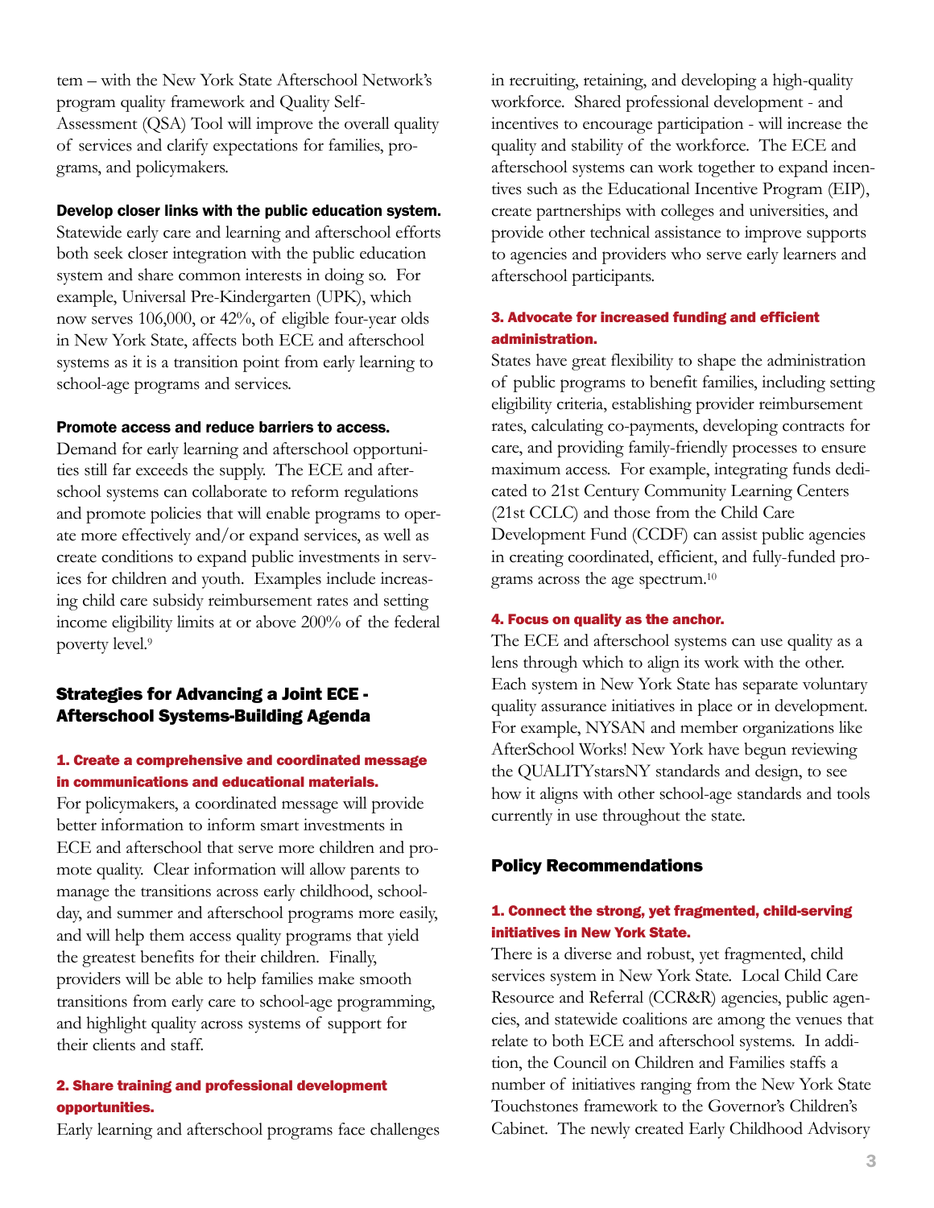tem – with the New York State Afterschool Network's program quality framework and Quality Self-Assessment (QSA) Tool will improve the overall quality of services and clarify expectations for families, programs, and policymakers.

**Develop closer links with the public education system.** Statewide early care and learning and afterschool efforts both seek closer integration with the public education system and share common interests in doing so. For example, Universal Pre-Kindergarten (UPK), which now serves 106,000, or 42%, of eligible four-year olds in New York State, affects both ECE and afterschool systems as it is a transition point from early learning to school-age programs and services.

**Promote access and reduce barriers to access.** Demand for early learning and afterschool opportunities still far exceeds the supply. The ECE and afterschool systems can collaborate to reform regulations and promote policies that will enable programs to operate more effectively and/or expand services, as well as create conditions to expand public investments in services for children and youth. Examples include increasing child care subsidy reimbursement rates and setting income eligibility limits at or above 200% of the federal poverty level.[9]

## Strategies for Advancing a Joint ECE - Afterschool Systems-Building Agenda

### 1. Create a comprehensive and coordinated message in communications and educational materials.

For policymakers, a coordinated message will provide better information to inform smart investments in ECE and afterschool that serve more children and promote quality. Clear information will allow parents to manage the transitions across early childhood, school-day, and summer and afterschool programs more easily, and will help them access quality programs that yield the greatest benefits for their children. Finally, providers will be able to help families make smooth transitions from early care to school-age programming, and highlight quality across systems of support for their clients and staff.

### 2. Share training and professional development opportunities.

Early learning and afterschool programs face challenges in recruiting, retaining, and developing a high-quality workforce. Shared professional development - and incentives to encourage participation - will increase the quality and stability of the workforce. The ECE and afterschool systems can work together to expand incentives such as the Educational Incentive Program (EIP), create partnerships with colleges and universities, and provide other technical assistance to improve supports to agencies and providers who serve early learners and afterschool participants.

### 3. Advocate for increased funding and efficient administration.

States have great flexibility to shape the administration of public programs to benefit families, including setting eligibility criteria, establishing provider reimbursement rates, calculating co-payments, developing contracts for care, and providing family-friendly processes to ensure maximum access. For example, integrating funds dedicated to 21st Century Community Learning Centers (21st CCLC) and those from the Child Care Development Fund (CCDF) can assist public agencies in creating coordinated, efficient, and fully-funded programs across the age spectrum.[10]

### 4. Focus on quality as the anchor.

The ECE and afterschool systems can use quality as a lens through which to align its work with the other. Each system in New York State has separate voluntary quality assurance initiatives in place or in development. For example, NYSAN and member organizations like AfterSchool Works! New York have begun reviewing the QUALITYstarsNY standards and design, to see how it aligns with other school-age standards and tools currently in use throughout the state.

## Policy Recommendations

### 1. Connect the strong, yet fragmented, child-serving initiatives in New York State.

There is a diverse and robust, yet fragmented, child services system in New York State. Local Child Care Resource and Referral (CCR&R) agencies, public agencies, and statewide coalitions are among the venues that relate to both ECE and afterschool systems. In addition, the Council on Children and Families staffs a number of initiatives ranging from the New York State Touchstones framework to the Governor's Children's Cabinet. The newly created Early Childhood Advisory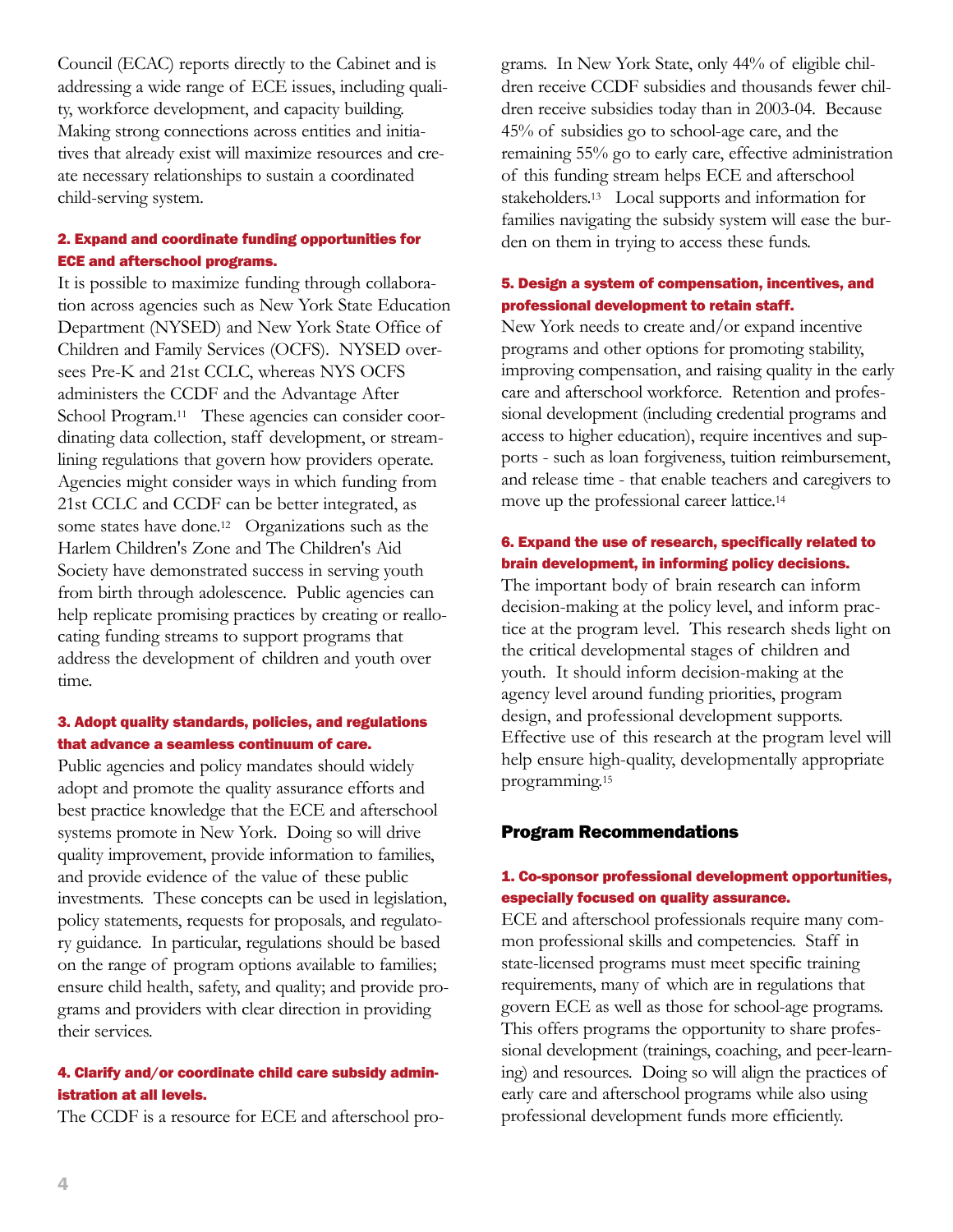Council (ECAC) reports directly to the Cabinet and is addressing a wide range of ECE issues, including quality, workforce development, and capacity building. Making strong connections across entities and initiatives that already exist will maximize resources and create necessary relationships to sustain a coordinated child-serving system.

#### 2. Expand and coordinate funding opportunities for ECE and afterschool programs.

It is possible to maximize funding through collaboration across agencies such as New York State Education Department (NYSED) and New York State Office of Children and Family Services (OCFS). NYSED oversees Pre-K and 21st CCLC, whereas NYS OCFS administers the CCDF and the Advantage After School Program.[11] These agencies can consider coordinating data collection, staff development, or streamlining regulations that govern how providers operate. Agencies might consider ways in which funding from 21st CCLC and CCDF can be better integrated, as some states have done.[12] Organizations such as the Harlem Children's Zone and The Children's Aid Society have demonstrated success in serving youth from birth through adolescence. Public agencies can help replicate promising practices by creating or reallocating funding streams to support programs that address the development of children and youth over time.

#### 3. Adopt quality standards, policies, and regulations that advance a seamless continuum of care.

Public agencies and policy mandates should widely adopt and promote the quality assurance efforts and best practice knowledge that the ECE and afterschool systems promote in New York. Doing so will drive quality improvement, provide information to families, and provide evidence of the value of these public investments. These concepts can be used in legislation, policy statements, requests for proposals, and regulatory guidance. In particular, regulations should be based on the range of program options available to families; ensure child health, safety, and quality; and provide programs and providers with clear direction in providing their services.

#### 4. Clarify and/or coordinate child care subsidy administration at all levels.

The CCDF is a resource for ECE and afterschool programs. In New York State, only 44% of eligible children receive CCDF subsidies and thousands fewer children receive subsidies today than in 2003-04. Because 45% of subsidies go to school-age care, and the remaining 55% go to early care, effective administration of this funding stream helps ECE and afterschool stakeholders.[13] Local supports and information for families navigating the subsidy system will ease the burden on them in trying to access these funds.

#### 5. Design a system of compensation, incentives, and professional development to retain staff.

New York needs to create and/or expand incentive programs and other options for promoting stability, improving compensation, and raising quality in the early care and afterschool workforce. Retention and professional development (including credential programs and access to higher education), require incentives and supports - such as loan forgiveness, tuition reimbursement, and release time - that enable teachers and caregivers to move up the professional career lattice.[14]

#### 6. Expand the use of research, specifically related to brain development, in informing policy decisions.

The important body of brain research can inform decision-making at the policy level, and inform practice at the program level. This research sheds light on the critical developmental stages of children and youth. It should inform decision-making at the agency level around funding priorities, program design, and professional development supports. Effective use of this research at the program level will help ensure high-quality, developmentally appropriate programming.[15]

### Program Recommendations

#### 1. Co-sponsor professional development opportunities, especially focused on quality assurance.

ECE and afterschool professionals require many common professional skills and competencies. Staff in state-licensed programs must meet specific training requirements, many of which are in regulations that govern ECE as well as those for school-age programs. This offers programs the opportunity to share professional development (trainings, coaching, and peer-learning) and resources. Doing so will align the practices of early care and afterschool programs while also using professional development funds more efficiently.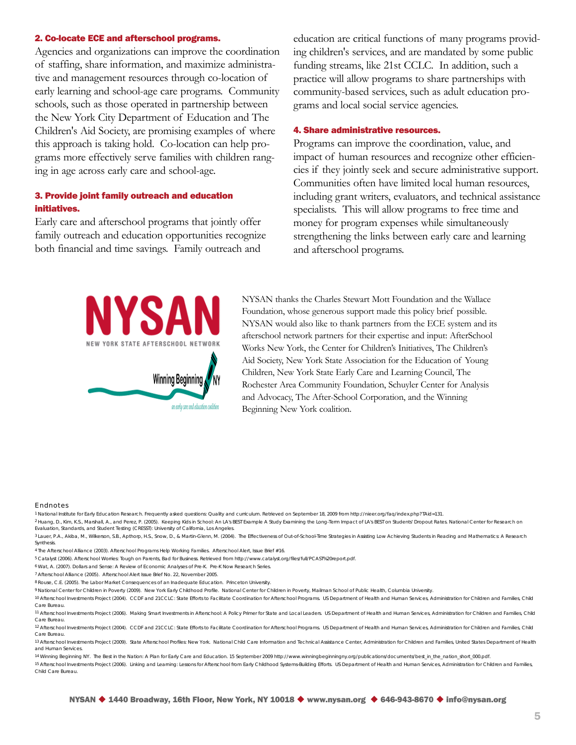### 2. Co-locate ECE and afterschool programs.

Agencies and organizations can improve the coordination of staffing, share information, and maximize administrative and management resources through co-location of early learning and school-age care programs. Community schools, such as those operated in partnership between the New York City Department of Education and The Children's Aid Society, are promising examples of where this approach is taking hold. Co-location can help programs more effectively serve families with children ranging in age across early care and school-age.

### 3. Provide joint family outreach and education initiatives.

Early care and afterschool programs that jointly offer family outreach and education opportunities recognize both financial and time savings. Family outreach and education are critical functions of many programs providing children's services, and are mandated by some public funding streams, like 21st CCLC. In addition, such a practice will allow programs to share partnerships with community-based services, such as adult education programs and local social service agencies.

### 4. Share administrative resources.

Programs can improve the coordination, value, and impact of human resources and recognize other efficiencies if they jointly seek and secure administrative support. Communities often have limited local human resources, including grant writers, evaluators, and technical assistance specialists. This will allow programs to free time and money for program expenses while simultaneously strengthening the links between early care and learning and afterschool programs.

NYSAN
NEW YORK STATE AFTERSCHOOL NETWORK

Winning Beginning NY
an early care and education coalition

NYSAN thanks the Charles Stewart Mott Foundation and the Wallace Foundation, whose generous support made this policy brief possible. NYSAN would also like to thank partners from the ECE system and its afterschool network partners for their expertise and input: AfterSchool Works New York, the Center for Children's Initiatives, The Children's Aid Society, New York State Association for the Education of Young Children, New York State Early Care and Learning Council, The Rochester Area Community Foundation, Schuyler Center for Analysis and Advocacy, The After-School Corporation, and the Winning Beginning New York coalition.

#### Endnotes

[1] National Institute for Early Education Research. Frequently asked questions: Quality and curriculum. Retrieved on September 18, 2009 from http://nieer.org/faq/index.php?TAid=131.

[2] Huang, D., Kim, K.S., Marshall, A., and Perez, P. (2005). Keeping Kids in School: An LA's BEST Example A Study Examining the Long-Term Impact of LA's BEST on Students' Dropout Rates. National Center for Research on Evaluation, Standards, and Student Testing (CRESST): University of California, Los Angeles.

[3] Lauer, P.A., Akiba, M., Wilkerson, S.B., Apthorp, H.S., Snow, D., & Martin-Glenn, M. (2004). The Effectiveness of Out-of-School-Time Strategies in Assisting Low Achieving Students in Reading and Mathematics: A Research Synthesis.

[4] The Afterschool Alliance (2003). Afterschool Programs Help Working Families. Afterschool Alert, Issue Brief #16.

[5] Catalyst (2006). Afterschool Worries: Tough on Parents, Bad for Business. Retrieved from http://www.catalyst.org/files/full/PCAST%20report.pdf.

[6] Wat, A. (2007). Dollars and Sense: A Review of Economic Analyses of Pre-K. Pre-K Now Research Series.

[7] Afterschool Alliance (2005). Afterschool Alert Issue Brief No. 22, November 2005.

[8] Rouse, C.E. (2005). The Labor Market Consequences of an Inadequate Education. Princeton University.

[9] National Center for Children in Poverty (2009). New York Early Childhood Profile. National Center for Children in Poverty, Mailman School of Public Health, Columbia University.

[10] Afterschool Investments Project (2004). CCDF and 21CCLC: State Efforts to Facilitate Coordination for Afterschool Programs. US Department of Health and Human Services, Administration for Children and Families, Child Care Bureau.

[11] Afterschool Investments Project (2006). Making Smart Investments in Afterschool: A Policy Primer for State and Local Leaders. US Department of Health and Human Services, Administration for Children and Families, Child Care Bureau.

[12] Afterschool Investments Project (2004). CCDF and 21CCLC: State Efforts to Facilitate Coordination for Afterschool Programs. US Department of Health and Human Services, Administration for Children and Families, Child Care Bureau.

[13] Afterschool Investments Project (2009). State Afterschool Profiles: New York. National Child Care Information and Technical Assistance Center, Administration for Children and Families, United States Department of Health and Human Services.

[14] Winning Beginning NY. The Best in the Nation: A Plan for Early Care and Education. 15 September 2009 http://www.winningbeginningny.org/publications/documents/best_in_the_nation_short_000.pdf.

[15] Afterschool Investments Project (2006). Linking and Learning: Lessons for Afterschool from Early Childhood Systems-Building Efforts. US Department of Health and Human Services, Administration for Children and Families, Child Care Bureau.

**NYSAN ◆ 1440 Broadway, 16th Floor, New York, NY 10018 ◆ www.nysan.org ◆ 646-943-8670 ◆ info@nysan.org**